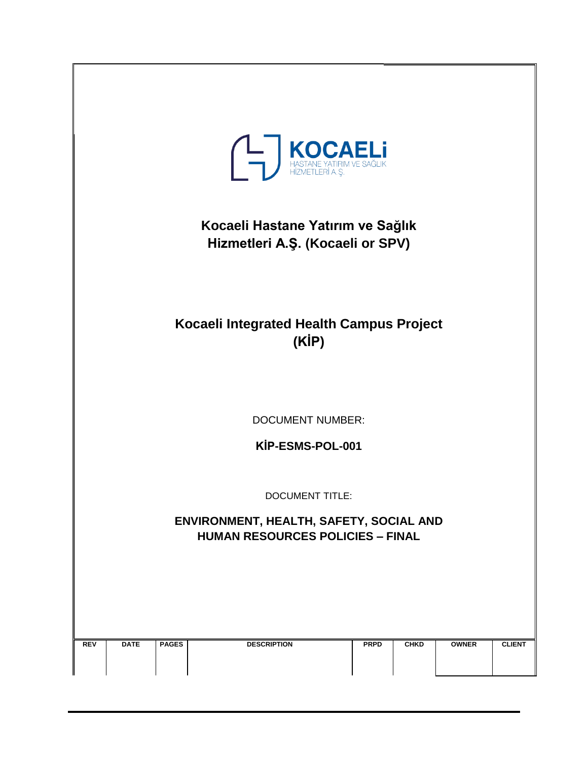KOCAELİ
HASTANE YATIRIM VE SAĞLIK
HİZMETLERİ A.Ş.

# Kocaeli Hastane Yatırım ve Sağlık Hizmetleri A.Ş. (Kocaeli or SPV)

# Kocaeli Integrated Health Campus Project (KİP)

DOCUMENT NUMBER:

**KİP-ESMS-POL-001**

DOCUMENT TITLE:

**ENVIRONMENT, HEALTH, SAFETY, SOCIAL AND HUMAN RESOURCES POLICIES – FINAL**

| REV | DATE | PAGES | DESCRIPTION | PRPD | CHKD | OWNER | CLIENT |
|---|---|---|---|---|---|---|---|
| | | | | | | | |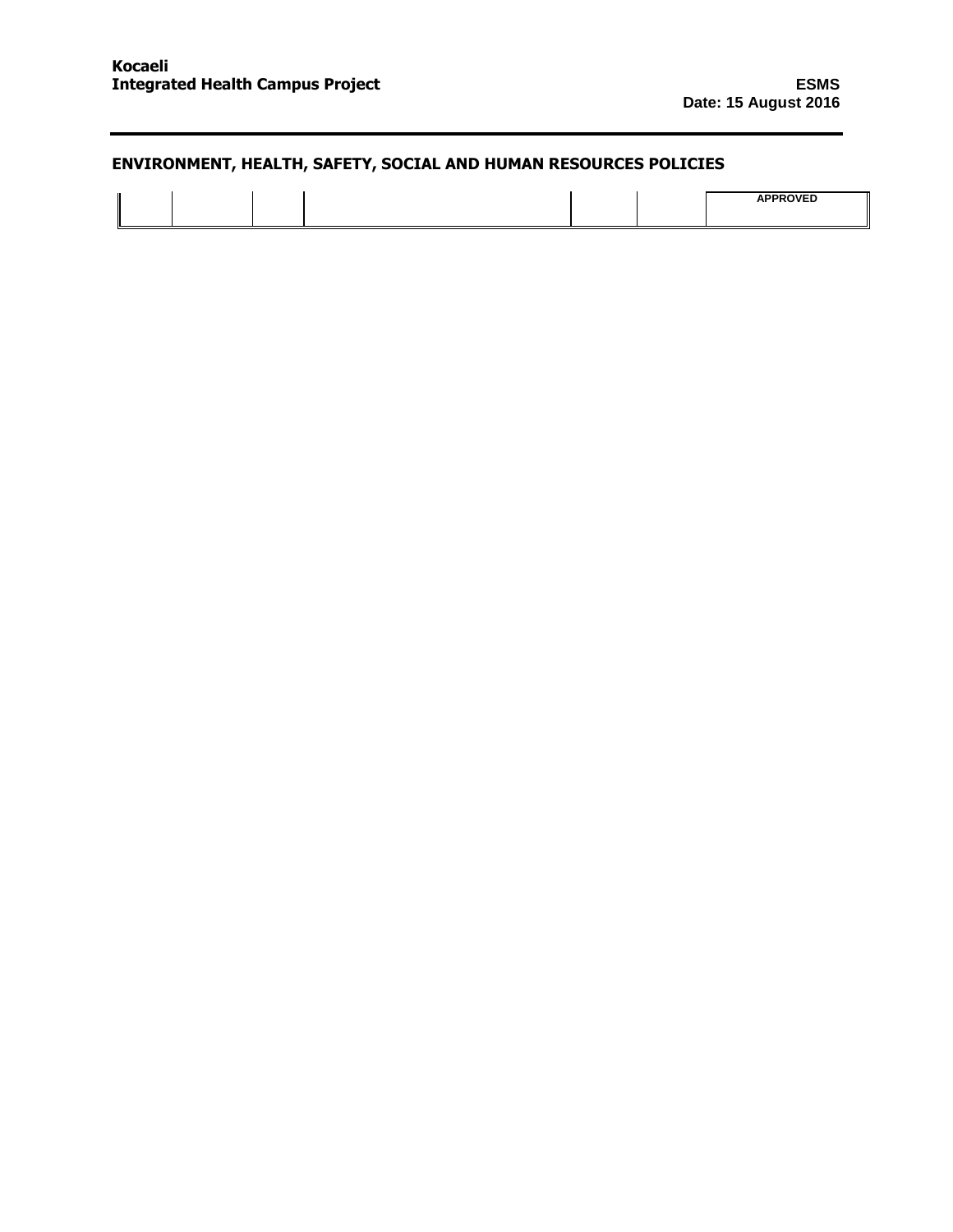## ENVIRONMENT, HEALTH, SAFETY, SOCIAL AND HUMAN RESOURCES POLICIES

| | | | | | | APPROVED |
|---|---|---|---|---|---|---|
| | | | | | | |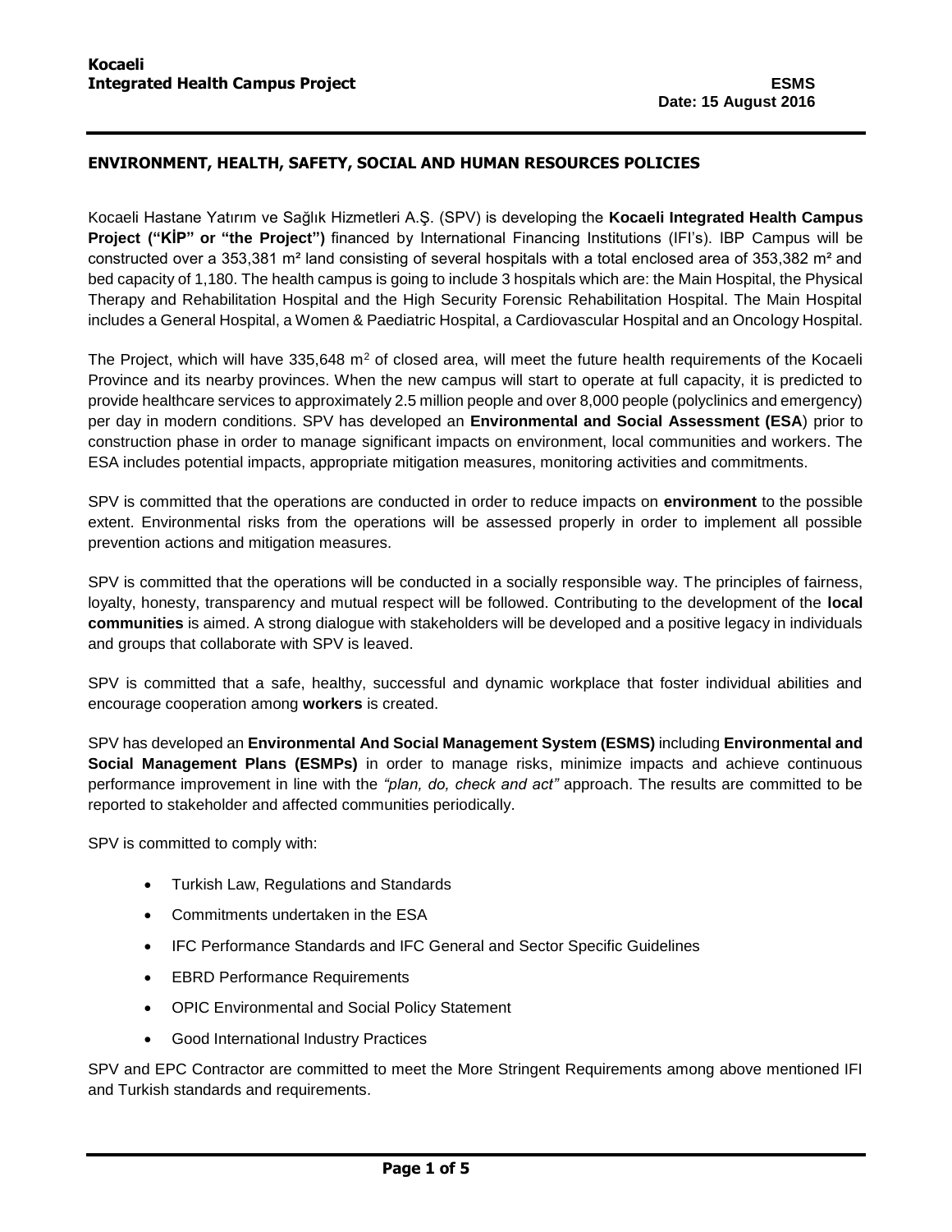## ENVIRONMENT, HEALTH, SAFETY, SOCIAL AND HUMAN RESOURCES POLICIES

Kocaeli Hastane Yatırım ve Sağlık Hizmetleri A.Ş. (SPV) is developing the **Kocaeli Integrated Health Campus Project ("KİP" or "the Project")** financed by International Financing Institutions (IFI's). IBP Campus will be constructed over a 353,381 m² land consisting of several hospitals with a total enclosed area of 353,382 m² and bed capacity of 1,180. The health campus is going to include 3 hospitals which are: the Main Hospital, the Physical Therapy and Rehabilitation Hospital and the High Security Forensic Rehabilitation Hospital. The Main Hospital includes a General Hospital, a Women & Paediatric Hospital, a Cardiovascular Hospital and an Oncology Hospital.

The Project, which will have 335,648 $m^2$ of closed area, will meet the future health requirements of the Kocaeli Province and its nearby provinces. When the new campus will start to operate at full capacity, it is predicted to provide healthcare services to approximately 2.5 million people and over 8,000 people (polyclinics and emergency) per day in modern conditions. SPV has developed an **Environmental and Social Assessment (ESA**) prior to construction phase in order to manage significant impacts on environment, local communities and workers. The ESA includes potential impacts, appropriate mitigation measures, monitoring activities and commitments.

SPV is committed that the operations are conducted in order to reduce impacts on **environment** to the possible extent. Environmental risks from the operations will be assessed properly in order to implement all possible prevention actions and mitigation measures.

SPV is committed that the operations will be conducted in a socially responsible way. The principles of fairness, loyalty, honesty, transparency and mutual respect will be followed. Contributing to the development of the **local communities** is aimed. A strong dialogue with stakeholders will be developed and a positive legacy in individuals and groups that collaborate with SPV is leaved.

SPV is committed that a safe, healthy, successful and dynamic workplace that foster individual abilities and encourage cooperation among **workers** is created.

SPV has developed an **Environmental And Social Management System (ESMS)** including **Environmental and Social Management Plans (ESMPs)** in order to manage risks, minimize impacts and achieve continuous performance improvement in line with the *"plan, do, check and act"* approach. The results are committed to be reported to stakeholder and affected communities periodically.

SPV is committed to comply with:

- Turkish Law, Regulations and Standards
- Commitments undertaken in the ESA
- IFC Performance Standards and IFC General and Sector Specific Guidelines
- EBRD Performance Requirements
- OPIC Environmental and Social Policy Statement
- Good International Industry Practices

SPV and EPC Contractor are committed to meet the More Stringent Requirements among above mentioned IFI and Turkish standards and requirements.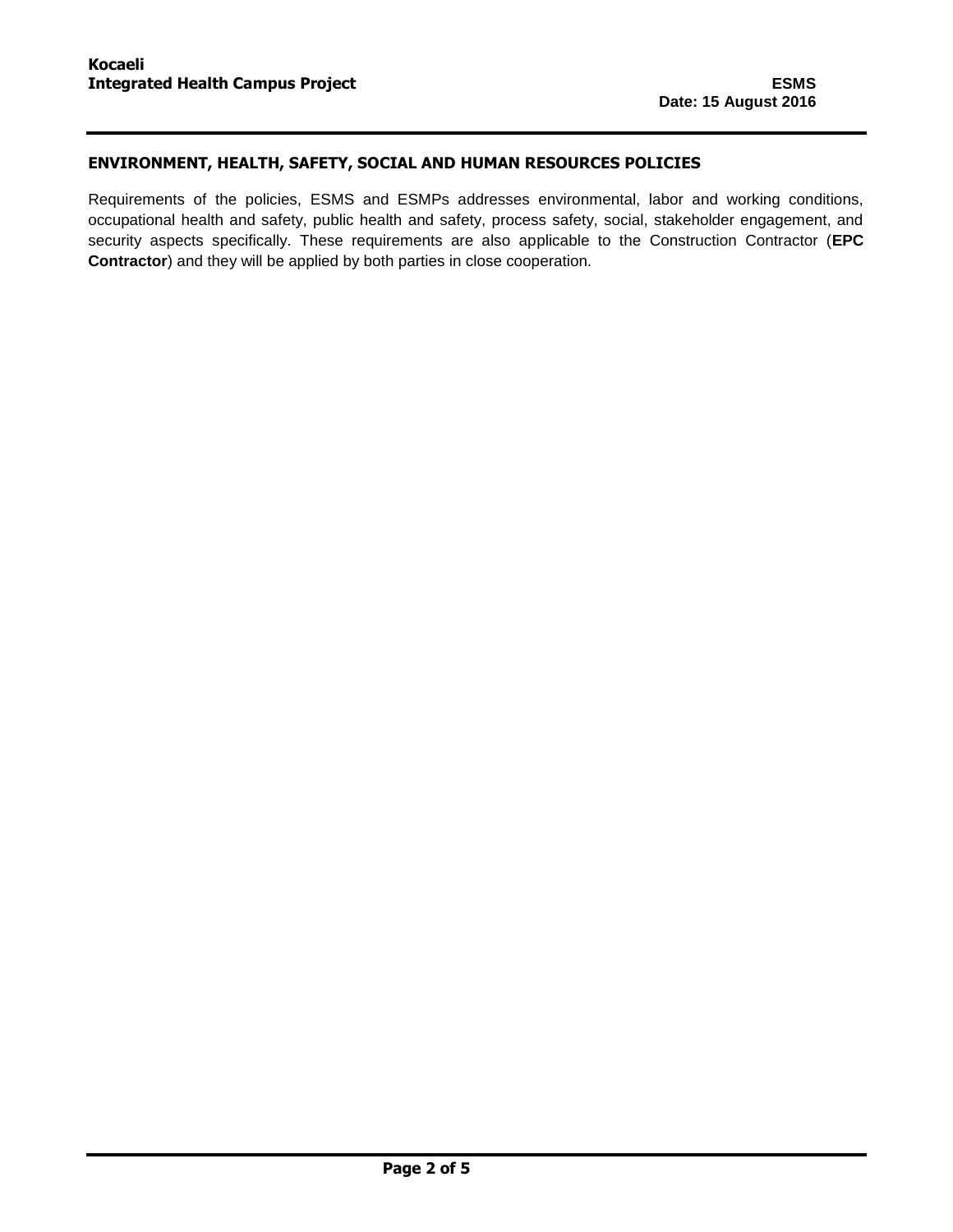## ENVIRONMENT, HEALTH, SAFETY, SOCIAL AND HUMAN RESOURCES POLICIES

Requirements of the policies, ESMS and ESMPs addresses environmental, labor and working conditions, occupational health and safety, public health and safety, process safety, social, stakeholder engagement, and security aspects specifically. These requirements are also applicable to the Construction Contractor (**EPC Contractor**) and they will be applied by both parties in close cooperation.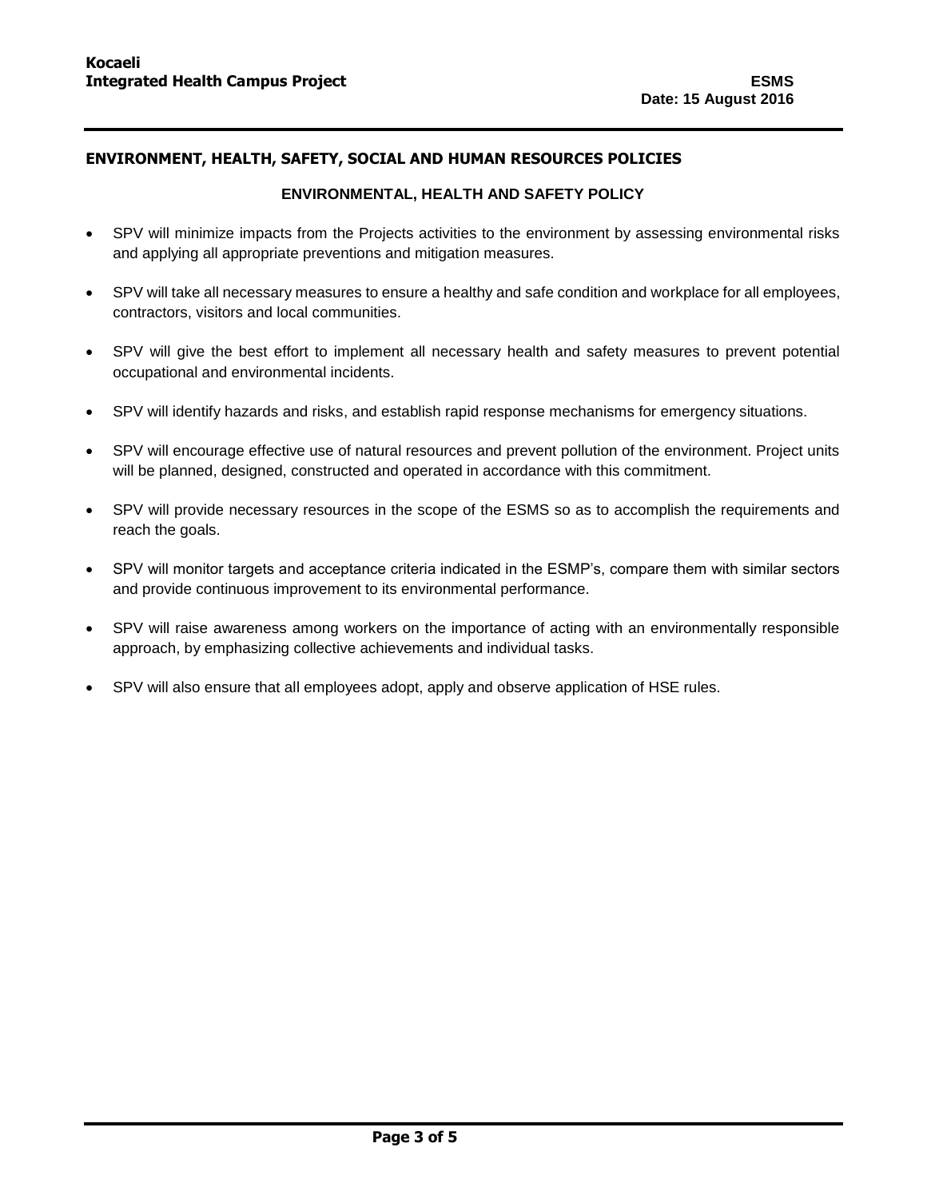## ENVIRONMENT, HEALTH, SAFETY, SOCIAL AND HUMAN RESOURCES POLICIES

### ENVIRONMENTAL, HEALTH AND SAFETY POLICY

- SPV will minimize impacts from the Projects activities to the environment by assessing environmental risks and applying all appropriate preventions and mitigation measures.
- SPV will take all necessary measures to ensure a healthy and safe condition and workplace for all employees, contractors, visitors and local communities.
- SPV will give the best effort to implement all necessary health and safety measures to prevent potential occupational and environmental incidents.
- SPV will identify hazards and risks, and establish rapid response mechanisms for emergency situations.
- SPV will encourage effective use of natural resources and prevent pollution of the environment. Project units will be planned, designed, constructed and operated in accordance with this commitment.
- SPV will provide necessary resources in the scope of the ESMS so as to accomplish the requirements and reach the goals.
- SPV will monitor targets and acceptance criteria indicated in the ESMP's, compare them with similar sectors and provide continuous improvement to its environmental performance.
- SPV will raise awareness among workers on the importance of acting with an environmentally responsible approach, by emphasizing collective achievements and individual tasks.
- SPV will also ensure that all employees adopt, apply and observe application of HSE rules.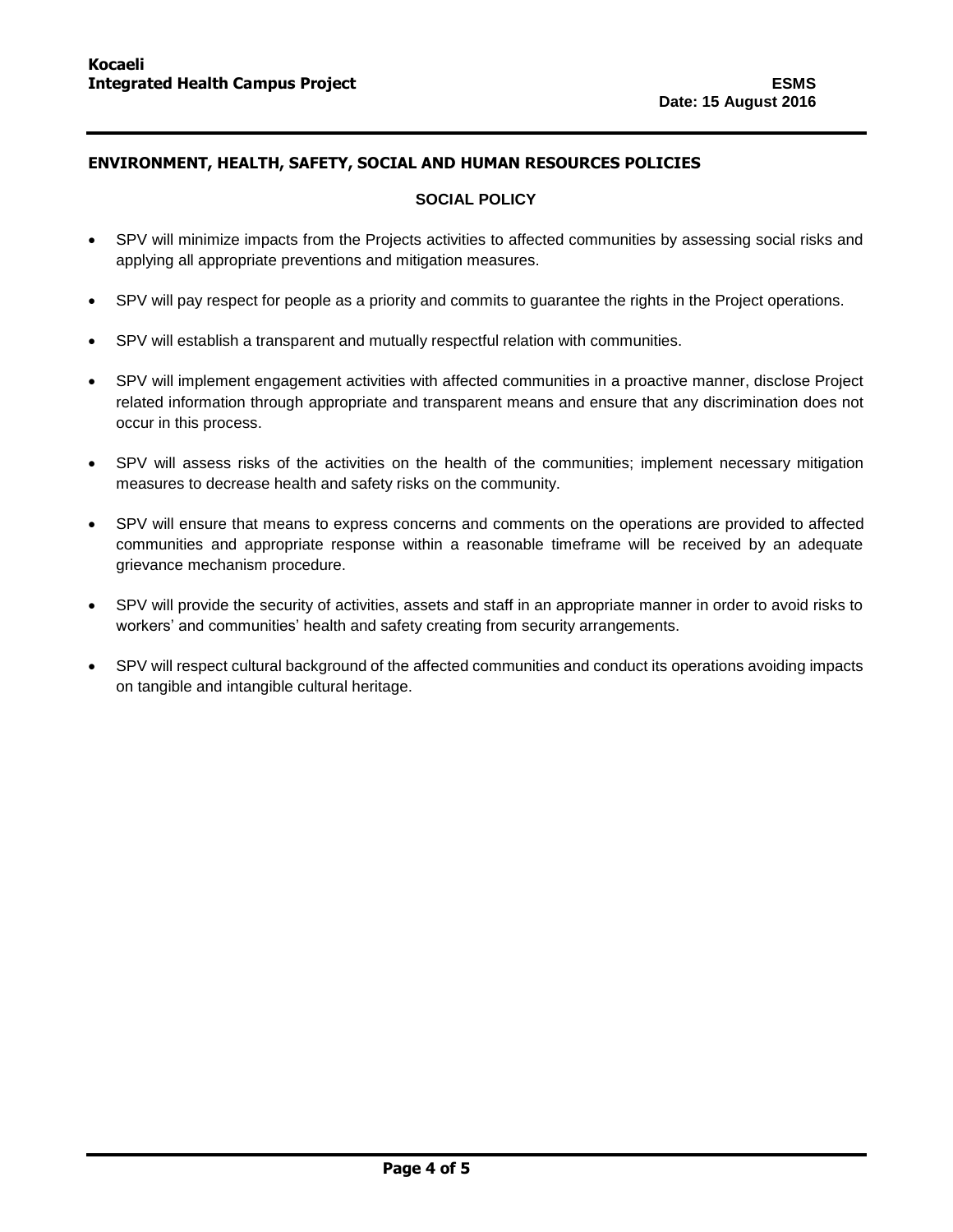## ENVIRONMENT, HEALTH, SAFETY, SOCIAL AND HUMAN RESOURCES POLICIES

### SOCIAL POLICY

- SPV will minimize impacts from the Projects activities to affected communities by assessing social risks and applying all appropriate preventions and mitigation measures.
- SPV will pay respect for people as a priority and commits to guarantee the rights in the Project operations.
- SPV will establish a transparent and mutually respectful relation with communities.
- SPV will implement engagement activities with affected communities in a proactive manner, disclose Project related information through appropriate and transparent means and ensure that any discrimination does not occur in this process.
- SPV will assess risks of the activities on the health of the communities; implement necessary mitigation measures to decrease health and safety risks on the community.
- SPV will ensure that means to express concerns and comments on the operations are provided to affected communities and appropriate response within a reasonable timeframe will be received by an adequate grievance mechanism procedure.
- SPV will provide the security of activities, assets and staff in an appropriate manner in order to avoid risks to workers' and communities' health and safety creating from security arrangements.
- SPV will respect cultural background of the affected communities and conduct its operations avoiding impacts on tangible and intangible cultural heritage.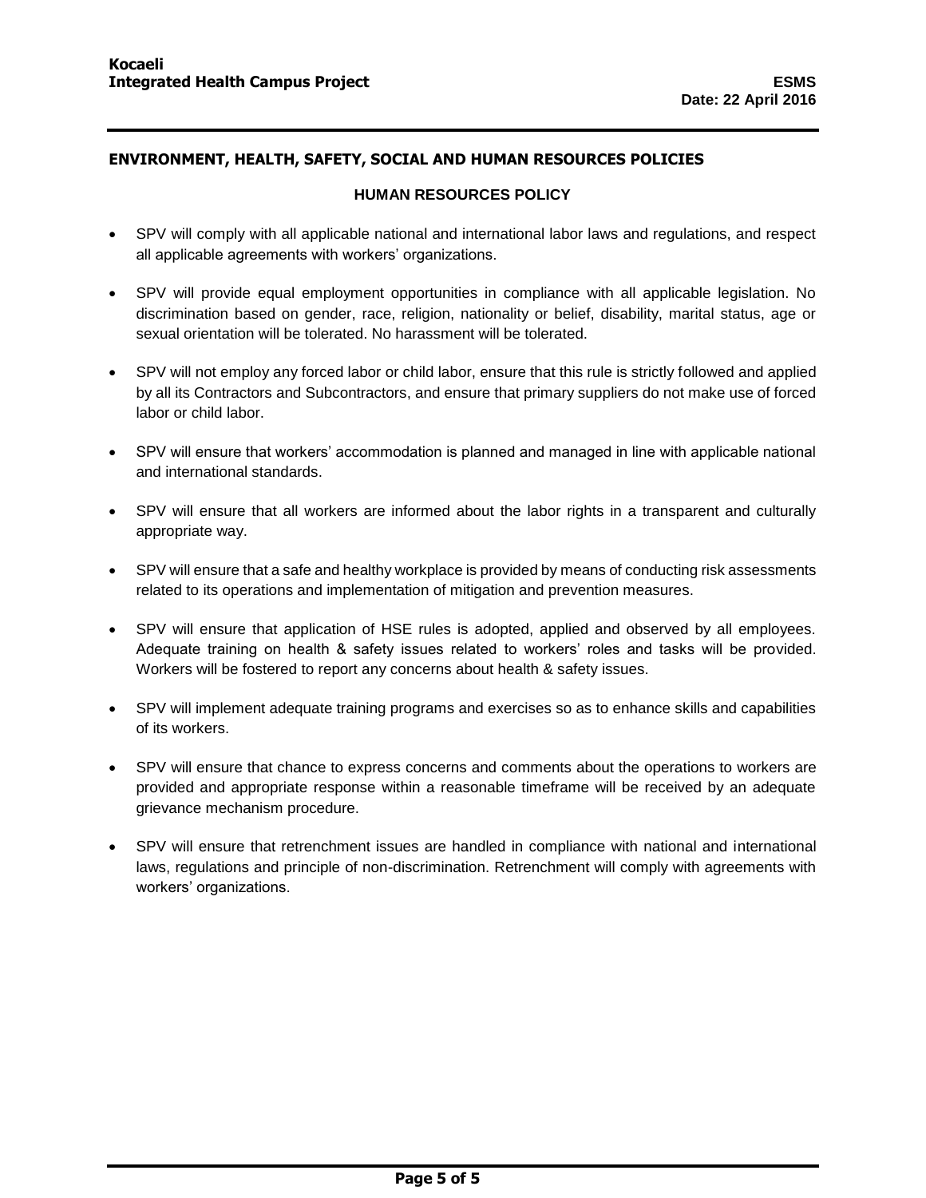## ENVIRONMENT, HEALTH, SAFETY, SOCIAL AND HUMAN RESOURCES POLICIES

### HUMAN RESOURCES POLICY

- SPV will comply with all applicable national and international labor laws and regulations, and respect all applicable agreements with workers' organizations.
- SPV will provide equal employment opportunities in compliance with all applicable legislation. No discrimination based on gender, race, religion, nationality or belief, disability, marital status, age or sexual orientation will be tolerated. No harassment will be tolerated.
- SPV will not employ any forced labor or child labor, ensure that this rule is strictly followed and applied by all its Contractors and Subcontractors, and ensure that primary suppliers do not make use of forced labor or child labor.
- SPV will ensure that workers' accommodation is planned and managed in line with applicable national and international standards.
- SPV will ensure that all workers are informed about the labor rights in a transparent and culturally appropriate way.
- SPV will ensure that a safe and healthy workplace is provided by means of conducting risk assessments related to its operations and implementation of mitigation and prevention measures.
- SPV will ensure that application of HSE rules is adopted, applied and observed by all employees. Adequate training on health & safety issues related to workers' roles and tasks will be provided. Workers will be fostered to report any concerns about health & safety issues.
- SPV will implement adequate training programs and exercises so as to enhance skills and capabilities of its workers.
- SPV will ensure that chance to express concerns and comments about the operations to workers are provided and appropriate response within a reasonable timeframe will be received by an adequate grievance mechanism procedure.
- SPV will ensure that retrenchment issues are handled in compliance with national and international laws, regulations and principle of non-discrimination. Retrenchment will comply with agreements with workers' organizations.